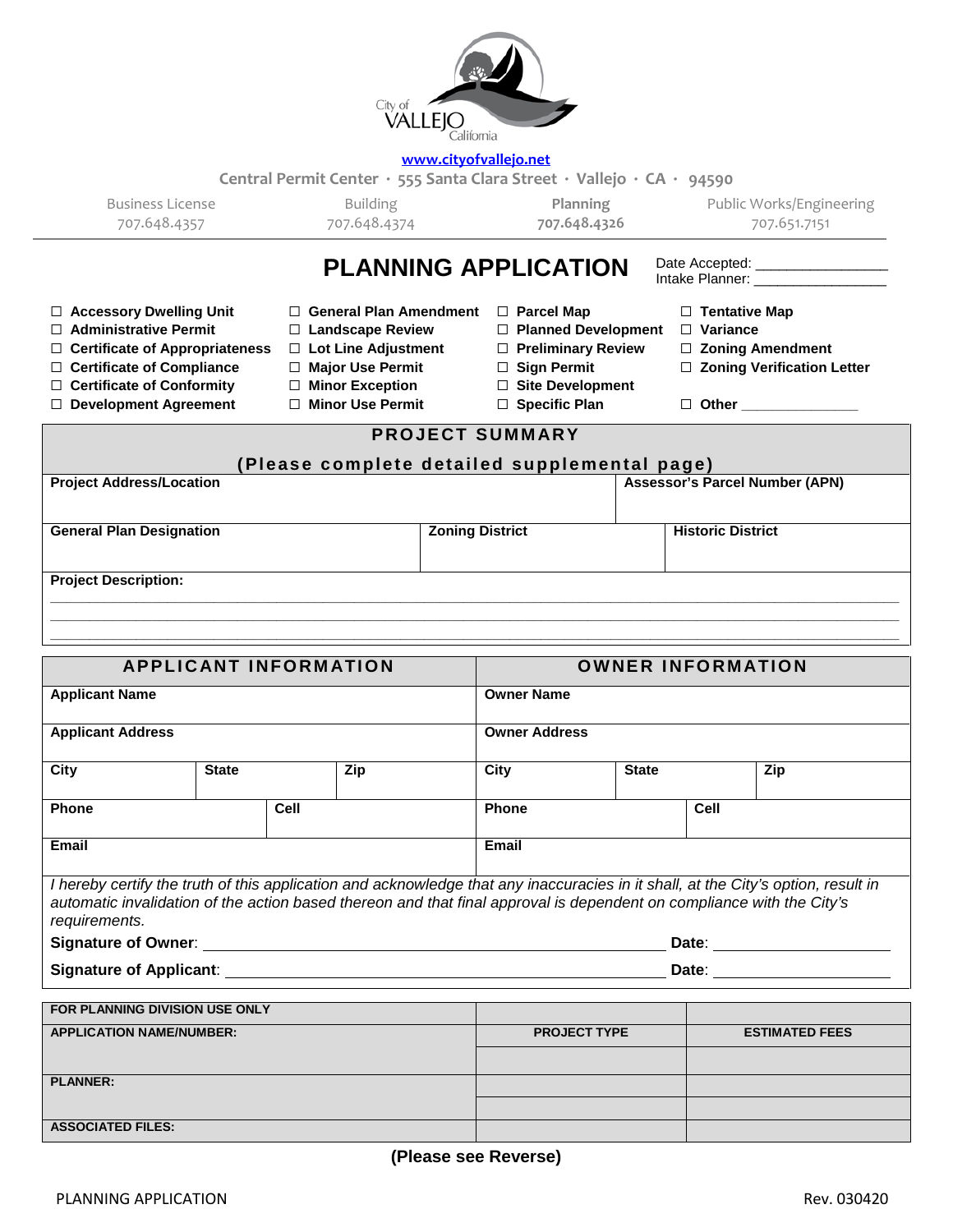City of VALLEJO California

www.cityofvallejo.net

Central Permit Center · 555 Santa Clara Street · Vallejo · CA · 94590

| Business License | Building | Planning | Public Works/Engineering |
|---|---|---|---|
| 707.648.4357 | 707.648.4374 | **707.648.4326** | 707.651.7151 |

# PLANNING APPLICATION

Date Accepted: ________________
Intake Planner: ________________

- ☐ **Accessory Dwelling Unit**
- ☐ **Administrative Permit**
- ☐ **Certificate of Appropriateness**
- ☐ **Certificate of Compliance**
- ☐ **Certificate of Conformity**
- ☐ **Development Agreement**
- ☐ **General Plan Amendment**
- ☐ **Landscape Review**
- ☐ **Lot Line Adjustment**
- ☐ **Major Use Permit**
- ☐ **Minor Exception**
- ☐ **Minor Use Permit**
- ☐ **Parcel Map**
- ☐ **Planned Development**
- ☐ **Preliminary Review**
- ☐ **Sign Permit**
- ☐ **Site Development**
- ☐ **Specific Plan**
- ☐ **Tentative Map**
- ☐ **Variance**
- ☐ **Zoning Amendment**
- ☐ **Zoning Verification Letter**
- ☐ **Other** ______________

## PROJECT SUMMARY

**(Please complete detailed supplemental page)**

| **Project Address/Location** | | **Assessor's Parcel Number (APN)** |
|---|---|---|
| **General Plan Designation** | **Zoning District** | **Historic District** |

**Project Description:**

_______________________________________________________________________________

_______________________________________________________________________________

_______________________________________________________________________________

| **APPLICANT INFORMATION** | | | **OWNER INFORMATION** | | |
|---|---|---|---|---|---|
| **Applicant Name** | | | **Owner Name** | | |
| **Applicant Address** | | | **Owner Address** | | |
| **City** | **State** | **Zip** | **City** | **State** | **Zip** |
| **Phone** | **Cell** | | **Phone** | **Cell** | |
| **Email** | | | **Email** | | |

*I hereby certify the truth of this application and acknowledge that any inaccuracies in it shall, at the City's option, result in automatic invalidation of the action based thereon and that final approval is dependent on compliance with the City's requirements.*

**Signature of Owner**: ____________________________________________ **Date**: ________________

**Signature of Applicant**: __________________________________________ **Date**: ________________

| **FOR PLANNING DIVISION USE ONLY** | | |
|---|---|---|
| **APPLICATION NAME/NUMBER:** | **PROJECT TYPE** | **ESTIMATED FEES** |
| | | |
| **PLANNER:** | | |
| | | |
| **ASSOCIATED FILES:** | | |

**(Please see Reverse)**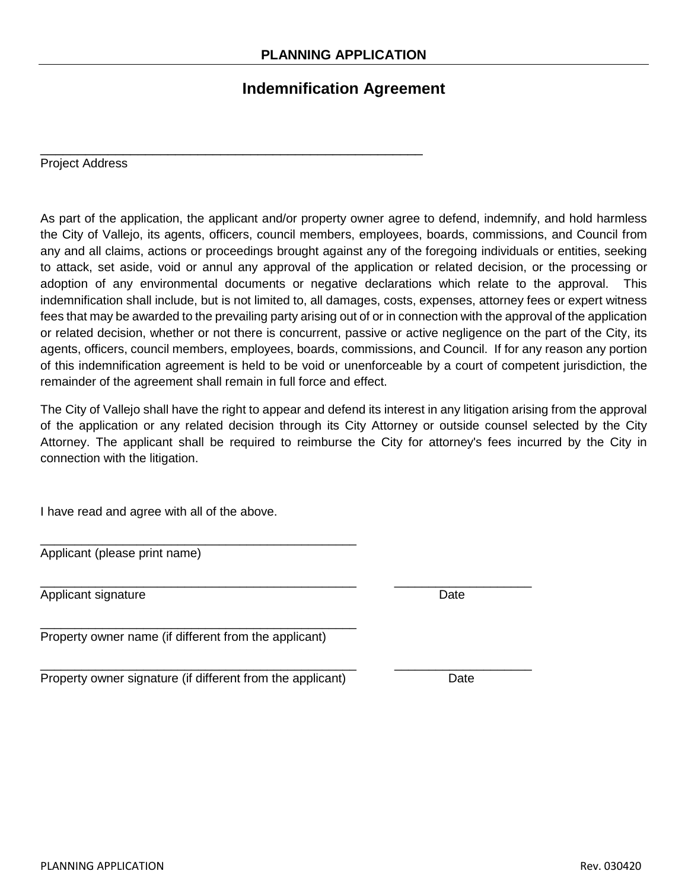**PLANNING APPLICATION**

# Indemnification Agreement

\_\_\_\_\_\_\_\_\_\_\_\_\_\_\_\_\_\_\_\_\_\_\_\_\_\_\_\_\_\_\_\_\_\_\_\_\_\_\_\_\_\_\_\_\_\_\_\_\_\_\_\_\_
Project Address

As part of the application, the applicant and/or property owner agree to defend, indemnify, and hold harmless the City of Vallejo, its agents, officers, council members, employees, boards, commissions, and Council from any and all claims, actions or proceedings brought against any of the foregoing individuals or entities, seeking to attack, set aside, void or annul any approval of the application or related decision, or the processing or adoption of any environmental documents or negative declarations which relate to the approval. This indemnification shall include, but is not limited to, all damages, costs, expenses, attorney fees or expert witness fees that may be awarded to the prevailing party arising out of or in connection with the approval of the application or related decision, whether or not there is concurrent, passive or active negligence on the part of the City, its agents, officers, council members, employees, boards, commissions, and Council. If for any reason any portion of this indemnification agreement is held to be void or unenforceable by a court of competent jurisdiction, the remainder of the agreement shall remain in full force and effect.

The City of Vallejo shall have the right to appear and defend its interest in any litigation arising from the approval of the application or any related decision through its City Attorney or outside counsel selected by the City Attorney. The applicant shall be required to reimburse the City for attorney's fees incurred by the City in connection with the litigation.

I have read and agree with all of the above.

\_\_\_\_\_\_\_\_\_\_\_\_\_\_\_\_\_\_\_\_\_\_\_\_\_\_\_\_\_\_\_\_\_\_\_\_\_\_\_\_\_\_\_\_\_
Applicant (please print name)

\_\_\_\_\_\_\_\_\_\_\_\_\_\_\_\_\_\_\_\_\_\_\_\_\_\_\_\_\_\_\_\_\_\_\_\_\_\_\_\_\_\_\_\_\_ \_\_\_\_\_\_\_\_\_\_\_\_\_\_\_\_\_\_\_\_
Applicant signature Date

\_\_\_\_\_\_\_\_\_\_\_\_\_\_\_\_\_\_\_\_\_\_\_\_\_\_\_\_\_\_\_\_\_\_\_\_\_\_\_\_\_\_\_\_\_
Property owner name (if different from the applicant)

\_\_\_\_\_\_\_\_\_\_\_\_\_\_\_\_\_\_\_\_\_\_\_\_\_\_\_\_\_\_\_\_\_\_\_\_\_\_\_\_\_\_\_\_\_ \_\_\_\_\_\_\_\_\_\_\_\_\_\_\_\_\_\_\_\_
Property owner signature (if different from the applicant) Date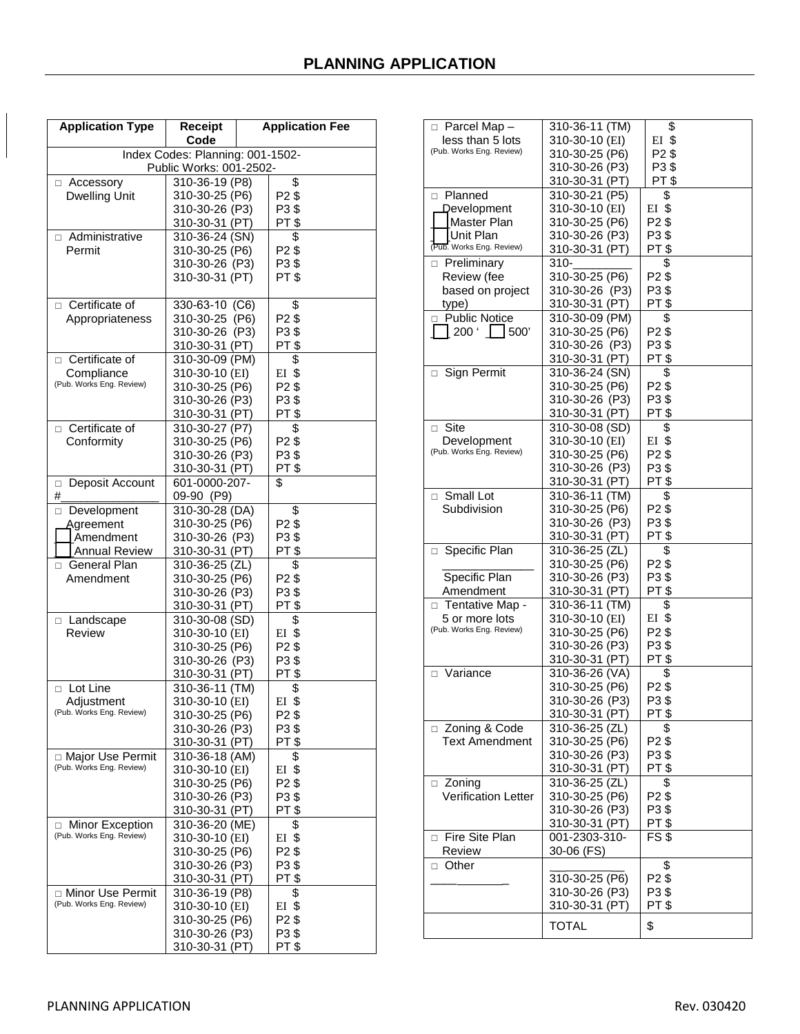# PLANNING APPLICATION

| Application Type | Receipt Code | Application Fee |
|---|---|---|
| Index Codes: Planning: 001-1502- Public Works: 001-2502- | | |
| □ Accessory Dwelling Unit | 310-36-19 (P8)<br>310-30-25 (P6)<br>310-30-26 (P3)<br>310-30-31 (PT) | $<br>P2 $<br>P3 $<br>PT $ |
| □ Administrative Permit | 310-36-24 (SN)<br>310-30-25 (P6)<br>310-30-26 (P3)<br>310-30-31 (PT) | $<br>P2 $<br>P3 $<br>PT $ |
| □ Certificate of Appropriateness | 330-63-10 (C6)<br>310-30-25 (P6)<br>310-30-26 (P3)<br>310-30-31 (PT) | $<br>P2 $<br>P3 $<br>PT $ |
| □ Certificate of Compliance (Pub. Works Eng. Review) | 310-30-09 (PM)<br>310-30-10 (EI)<br>310-30-25 (P6)<br>310-30-26 (P3)<br>310-30-31 (PT) | $<br>EI $<br>P2 $<br>P3 $<br>PT $ |
| □ Certificate of Conformity | 310-30-27 (P7)<br>310-30-25 (P6)<br>310-30-26 (P3)<br>310-30-31 (PT) | $<br>P2 $<br>P3 $<br>PT $ |
| □ Deposit Account #_______________ | 601-0000-207-09-90 (P9) | $ |
| □ Development Agreement<br>___ Amendment<br>___ Annual Review | 310-30-28 (DA)<br>310-30-25 (P6)<br>310-30-26 (P3)<br>310-30-31 (PT) | $<br>P2 $<br>P3 $<br>PT $ |
| □ General Plan Amendment | 310-36-25 (ZL)<br>310-30-25 (P6)<br>310-30-26 (P3)<br>310-30-31 (PT) | $<br>P2 $<br>P3 $<br>PT $ |
| □ Landscape Review | 310-30-08 (SD)<br>310-30-10 (EI)<br>310-30-25 (P6)<br>310-30-26 (P3)<br>310-30-31 (PT) | $<br>EI $<br>P2 $<br>P3 $<br>PT $ |
| □ Lot Line Adjustment (Pub. Works Eng. Review) | 310-36-11 (TM)<br>310-30-10 (EI)<br>310-30-25 (P6)<br>310-30-26 (P3)<br>310-30-31 (PT) | $<br>EI $<br>P2 $<br>P3 $<br>PT $ |
| □ Major Use Permit (Pub. Works Eng. Review) | 310-36-18 (AM)<br>310-30-10 (EI)<br>310-30-25 (P6)<br>310-30-26 (P3)<br>310-30-31 (PT) | $<br>EI $<br>P2 $<br>P3 $<br>PT $ |
| □ Minor Exception (Pub. Works Eng. Review) | 310-36-20 (ME)<br>310-30-10 (EI)<br>310-30-25 (P6)<br>310-30-26 (P3)<br>310-30-31 (PT) | $<br>EI $<br>P2 $<br>P3 $<br>PT $ |
| □ Minor Use Permit (Pub. Works Eng. Review) | 310-36-19 (P8)<br>310-30-10 (EI)<br>310-30-25 (P6)<br>310-30-26 (P3)<br>310-30-31 (PT) | $<br>EI $<br>P2 $<br>P3 $<br>PT $ |
| □ Parcel Map – less than 5 lots (Pub. Works Eng. Review) | 310-36-11 (TM)<br>310-30-10 (EI)<br>310-30-25 (P6)<br>310-30-26 (P3)<br>310-30-31 (PT) | $<br>EI $<br>P2 $<br>P3 $<br>PT $ |
| □ Planned Development<br>___ Master Plan<br>___ Unit Plan<br>(Pub. Works Eng. Review) | 310-30-21 (P5)<br>310-30-10 (EI)<br>310-30-25 (P6)<br>310-30-26 (P3)<br>310-30-31 (PT) | $<br>EI $<br>P2 $<br>P3 $<br>PT $ |
| □ Preliminary Review (fee based on project type) | 310-_________<br>310-30-25 (P6)<br>310-30-26 (P3)<br>310-30-31 (PT) | $<br>P2 $<br>P3 $<br>PT $ |
| □ Public Notice<br>___ 200 ' ___ 500' | 310-30-09 (PM)<br>310-30-25 (P6)<br>310-30-26 (P3)<br>310-30-31 (PT) | $<br>P2 $<br>P3 $<br>PT $ |
| □ Sign Permit | 310-36-24 (SN)<br>310-30-25 (P6)<br>310-30-26 (P3)<br>310-30-31 (PT) | $<br>P2 $<br>P3 $<br>PT $ |
| □ Site Development (Pub. Works Eng. Review) | 310-30-08 (SD)<br>310-30-10 (EI)<br>310-30-25 (P6)<br>310-30-26 (P3)<br>310-30-31 (PT) | $<br>EI $<br>P2 $<br>P3 $<br>PT $ |
| □ Small Lot Subdivision | 310-36-11 (TM)<br>310-30-25 (P6)<br>310-30-26 (P3)<br>310-30-31 (PT) | $<br>P2 $<br>P3 $<br>PT $ |
| □ Specific Plan<br>______________<br>Specific Plan Amendment | 310-36-25 (ZL)<br>310-30-25 (P6)<br>310-30-26 (P3)<br>310-30-31 (PT) | $<br>P2 $<br>P3 $<br>PT $ |
| □ Tentative Map - 5 or more lots (Pub. Works Eng. Review) | 310-36-11 (TM)<br>310-30-10 (EI)<br>310-30-25 (P6)<br>310-30-26 (P3)<br>310-30-31 (PT) | $<br>EI $<br>P2 $<br>P3 $<br>PT $ |
| □ Variance | 310-36-26 (VA)<br>310-30-25 (P6)<br>310-30-26 (P3)<br>310-30-31 (PT) | $<br>P2 $<br>P3 $<br>PT $ |
| □ Zoning & Code Text Amendment | 310-36-25 (ZL)<br>310-30-25 (P6)<br>310-30-26 (P3)<br>310-30-31 (PT) | $<br>P2 $<br>P3 $<br>PT $ |
| □ Zoning Verification Letter | 310-36-25 (ZL)<br>310-30-25 (P6)<br>310-30-26 (P3)<br>310-30-31 (PT) | $<br>P2 $<br>P3 $<br>PT $ |
| □ Fire Site Plan Review | 001-2303-310-30-06 (FS) | FS $ |
| □ Other<br>____________ | ___________<br>310-30-25 (P6)<br>310-30-26 (P3)<br>310-30-31 (PT) | $<br>P2 $<br>P3 $<br>PT $ |
| | TOTAL | $ |